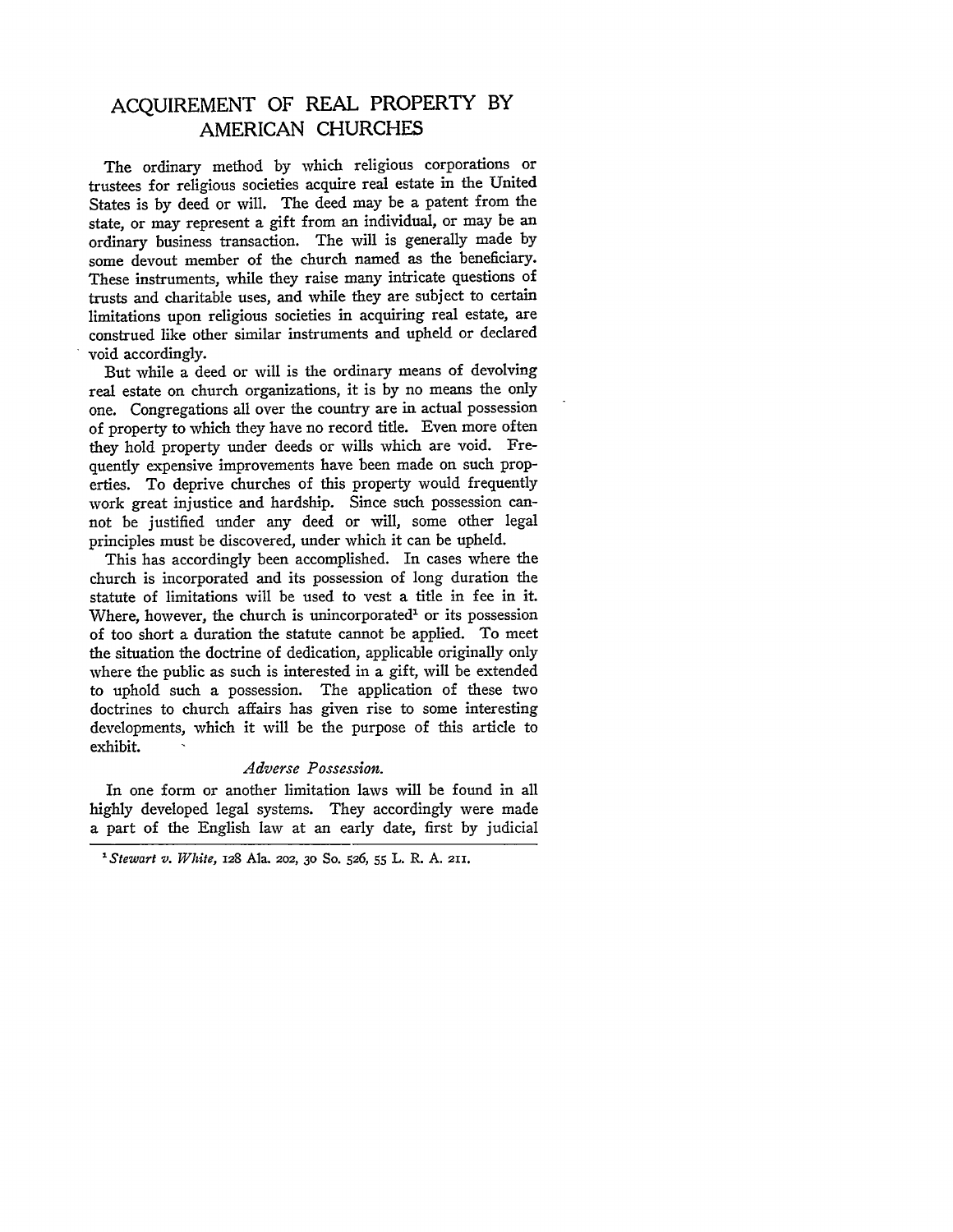# ACQUIREMENT OF REAL PROPERTY BY AMERICAN CHURCHES

The ordinary method by which religious corporations or trustees for religious societies acquire real estate in the United States is by deed or will. The deed may be a patent from the state, or may represent a gift from an individual, or may be an ordinary business transaction. The will is generally made by some devout member of the church named as the beneficiary. These instruments, while they raise many intricate questions of trusts and charitable uses, and while they are subject to certain limitations upon religious societies in acquiring real estate, are construed like other similar instruments and upheld or declared void accordingly.

But while a deed or will is the ordinary means of devolving real estate on church organizations, it is by no means the only one. Congregations all over the country are in actual possession of property to which they have no record title. Even more often they hold property under deeds or wills which are void. Frequently expensive improvements have been made on such properties. To deprive churches of this property would frequently work great injustice and hardship. Since such possession cannot be justified under any deed or will, some other legal principles must be discovered, under which it can be upheld.

This has accordingly been accomplished. In cases where the church is incorporated and its possession of long duration the statute of limitations will be used to vest a title in fee in it. Where, however, the church is unincorporated[1] or its possession of too short a duration the statute cannot be applied. To meet the situation the doctrine of dedication, applicable originally only where the public as such is interested in a gift, will be extended to uphold such a possession. The application of these two doctrines to church affairs has given rise to some interesting developments, which it will be the purpose of this article to exhibit.

### *Adverse Possession.*

In one form or another limitation laws will be found in all highly developed legal systems. They accordingly were made a part of the English law at an early date, first by judicial

---

[1] *Stewart v. White*, 128 Ala. 202, 30 So. 526, 55 L. R. A. 211.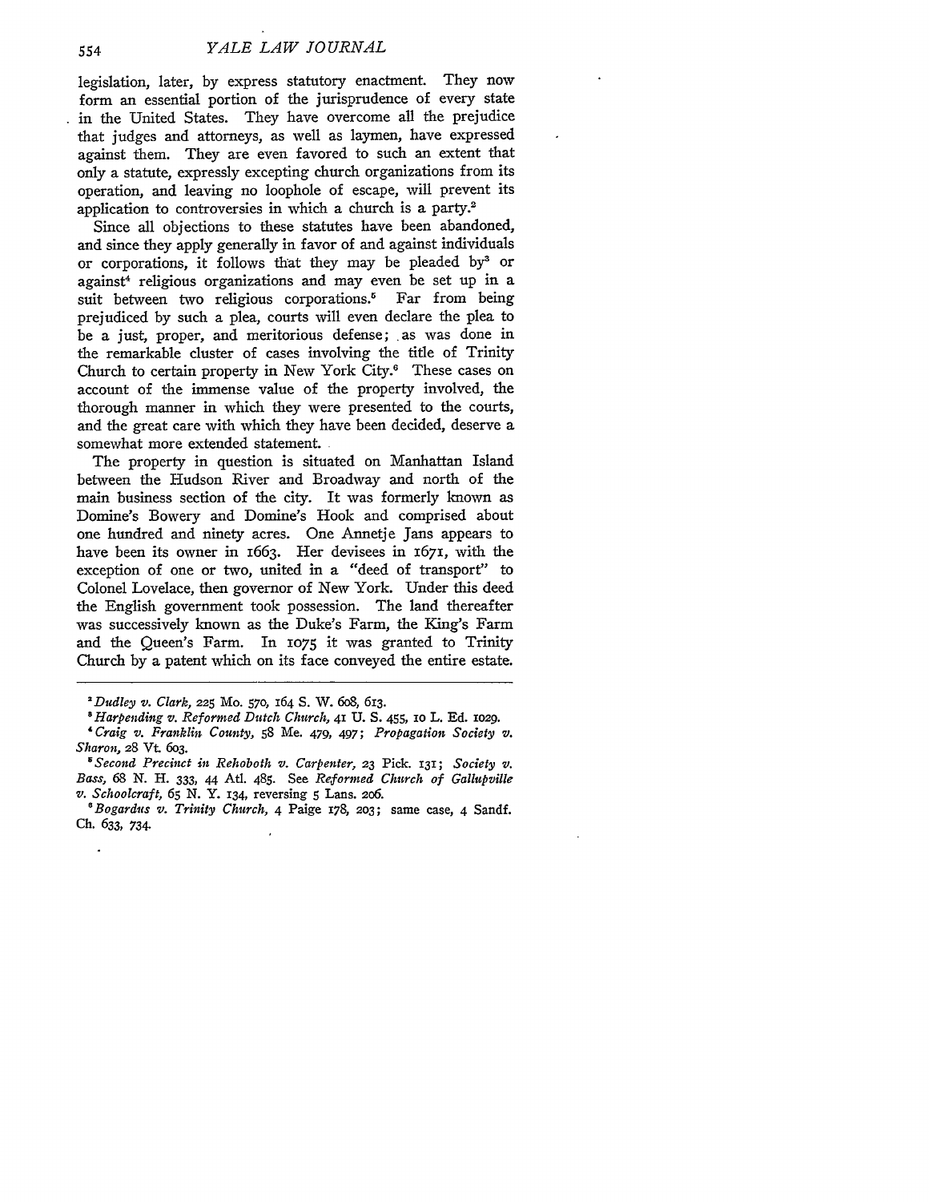legislation, later, by express statutory enactment. They now form an essential portion of the jurisprudence of every state in the United States. They have overcome all the prejudice that judges and attorneys, as well as laymen, have expressed against them. They are even favored to such an extent that only a statute, expressly excepting church organizations from its operation, and leaving no loophole of escape, will prevent its application to controversies in which a church is a party.[2]

Since all objections to these statutes have been abandoned, and since they apply generally in favor of and against individuals or corporations, it follows that they may be pleaded by[3] or against[4] religious organizations and may even be set up in a suit between two religious corporations.[5] Far from being prejudiced by such a plea, courts will even declare the plea to be a just, proper, and meritorious defense; as was done in the remarkable cluster of cases involving the title of Trinity Church to certain property in New York City.[6] These cases on account of the immense value of the property involved, the thorough manner in which they were presented to the courts, and the great care with which they have been decided, deserve a somewhat more extended statement.

The property in question is situated on Manhattan Island between the Hudson River and Broadway and north of the main business section of the city. It was formerly known as Domine's Bowery and Domine's Hook and comprised about one hundred and ninety acres. One Annetje Jans appears to have been its owner in 1663. Her devisees in 1671, with the exception of one or two, united in a "deed of transport" to Colonel Lovelace, then governor of New York. Under this deed the English government took possession. The land thereafter was successively known as the Duke's Farm, the King's Farm and the Queen's Farm. In 1075 it was granted to Trinity Church by a patent which on its face conveyed the entire estate.

---

[2] *Dudley v. Clark*, 225 Mo. 570, 164 S. W. 608, 613.

[3] *Harpending v. Reformed Dutch Church*, 41 U. S. 455, 10 L. Ed. 1029.

[4] *Craig v. Franklin County*, 58 Me. 479, 497; *Propagation Society v. Sharon*, 28 Vt. 603.

[5] *Second Precinct in Rehoboth v. Carpenter*, 23 Pick. 131; *Society v. Bass*, 68 N. H. 333, 44 Atl. 485. See *Reformed Church of Gallupville v. Schoolcraft*, 65 N. Y. 134, reversing 5 Lans. 206.

[6] *Bogardus v. Trinity Church*, 4 Paige 178, 203; same case, 4 Sandf. Ch. 633, 734.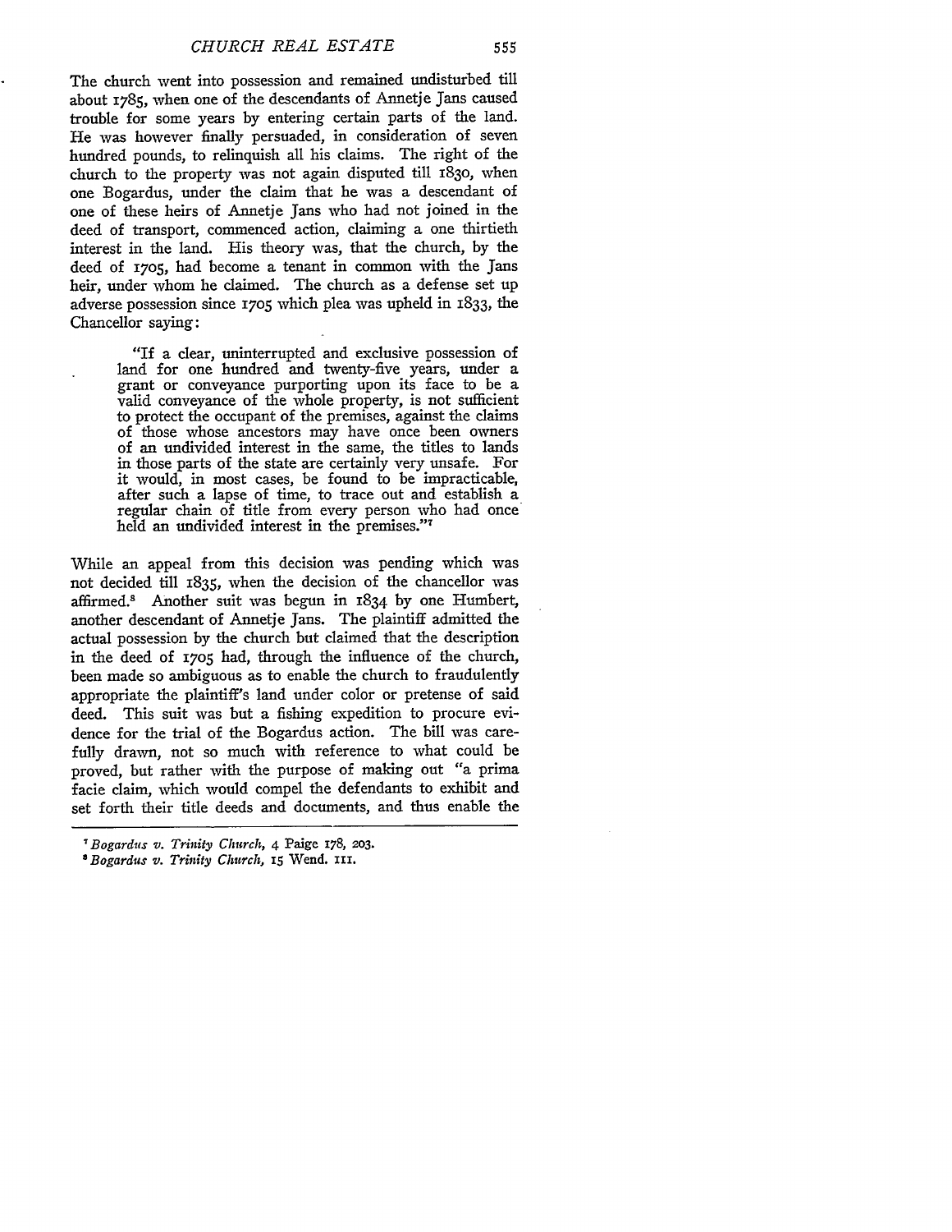The church went into possession and remained undisturbed till about 1785, when one of the descendants of Annetje Jans caused trouble for some years by entering certain parts of the land. He was however finally persuaded, in consideration of seven hundred pounds, to relinquish all his claims. The right of the church to the property was not again disputed till 1830, when one Bogardus, under the claim that he was a descendant of one of these heirs of Annetje Jans who had not joined in the deed of transport, commenced action, claiming a one thirtieth interest in the land. His theory was, that the church, by the deed of 1705, had become a tenant in common with the Jans heir, under whom he claimed. The church as a defense set up adverse possession since 1705 which plea was upheld in 1833, the Chancellor saying:

> "If a clear, uninterrupted and exclusive possession of land for one hundred and twenty-five years, under a grant or conveyance purporting upon its face to be a valid conveyance of the whole property, is not sufficient to protect the occupant of the premises, against the claims of those whose ancestors may have once been owners of an undivided interest in the same, the titles to lands in those parts of the state are certainly very unsafe. For it would, in most cases, be found to be impracticable, after such a lapse of time, to trace out and establish a regular chain of title from every person who had once held an undivided interest in the premises."[7]

While an appeal from this decision was pending which was not decided till 1835, when the decision of the chancellor was affirmed.[8] Another suit was begun in 1834 by one Humbert, another descendant of Annetje Jans. The plaintiff admitted the actual possession by the church but claimed that the description in the deed of 1705 had, through the influence of the church, been made so ambiguous as to enable the church to fraudulently appropriate the plaintiff's land under color or pretense of said deed. This suit was but a fishing expedition to procure evidence for the trial of the Bogardus action. The bill was carefully drawn, not so much with reference to what could be proved, but rather with the purpose of making out "a prima facie claim, which would compel the defendants to exhibit and set forth their title deeds and documents, and thus enable the

---

[7] *Bogardus v. Trinity Church*, 4 Paige 178, 203.

[8] *Bogardus v. Trinity Church*, 15 Wend. 111.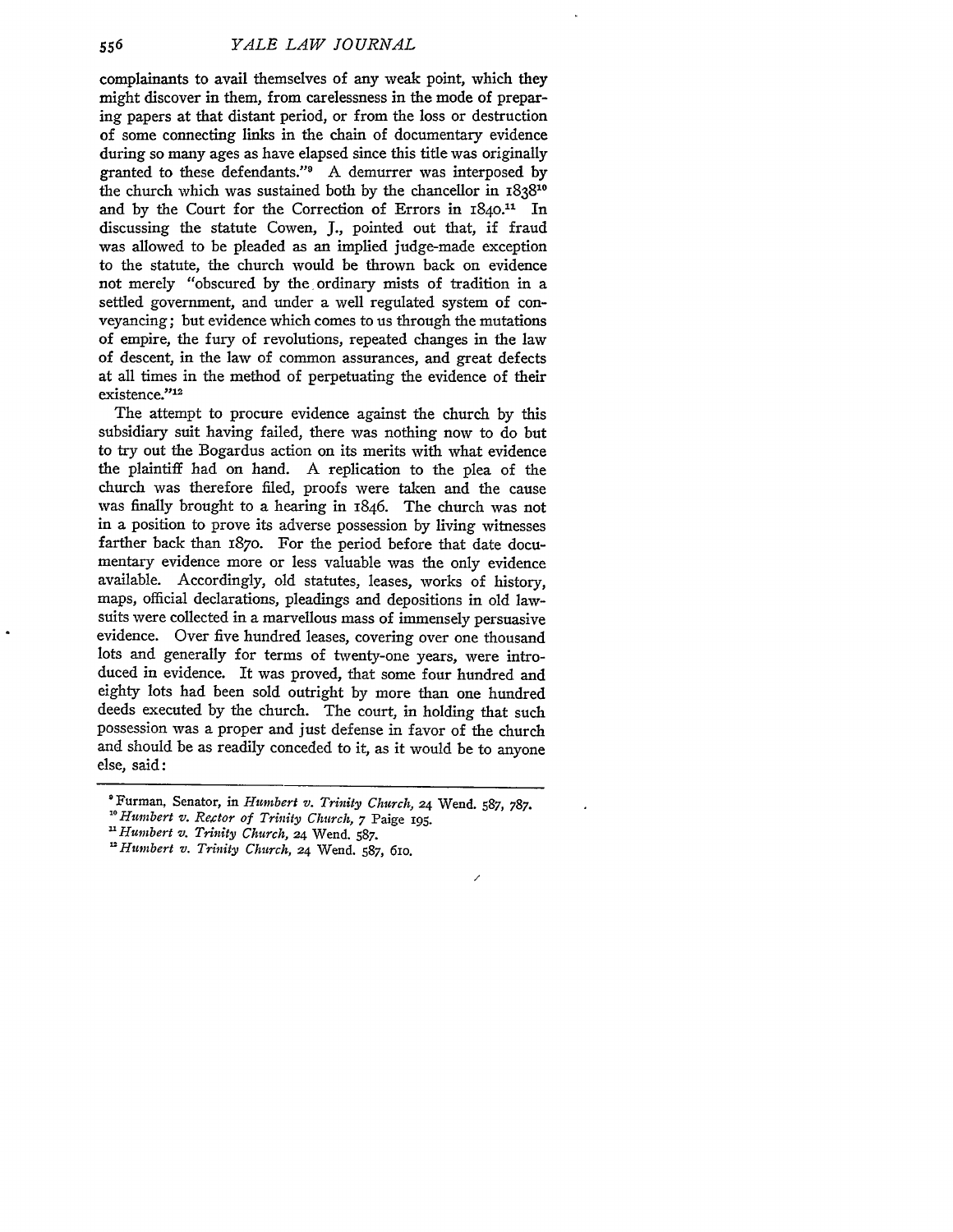complainants to avail themselves of any weak point, which they might discover in them, from carelessness in the mode of preparing papers at that distant period, or from the loss or destruction of some connecting links in the chain of documentary evidence during so many ages as have elapsed since this title was originally granted to these defendants."[9] A demurrer was interposed by the church which was sustained both by the chancellor in 1838[10] and by the Court for the Correction of Errors in 1840.[11] In discussing the statute Cowen, J., pointed out that, if fraud was allowed to be pleaded as an implied judge-made exception to the statute, the church would be thrown back on evidence not merely "obscured by the ordinary mists of tradition in a settled government, and under a well regulated system of conveyancing; but evidence which comes to us through the mutations of empire, the fury of revolutions, repeated changes in the law of descent, in the law of common assurances, and great defects at all times in the method of perpetuating the evidence of their existence."[12]

The attempt to procure evidence against the church by this subsidiary suit having failed, there was nothing now to do but to try out the Bogardus action on its merits with what evidence the plaintiff had on hand. A replication to the plea of the church was therefore filed, proofs were taken and the cause was finally brought to a hearing in 1846. The church was not in a position to prove its adverse possession by living witnesses farther back than 1870. For the period before that date documentary evidence more or less valuable was the only evidence available. Accordingly, old statutes, leases, works of history, maps, official declarations, pleadings and depositions in old lawsuits were collected in a marvellous mass of immensely persuasive evidence. Over five hundred leases, covering over one thousand lots and generally for terms of twenty-one years, were introduced in evidence. It was proved, that some four hundred and eighty lots had been sold outright by more than one hundred deeds executed by the church. The court, in holding that such possession was a proper and just defense in favor of the church and should be as readily conceded to it, as it would be to anyone else, said:

---

[9] Furman, Senator, in *Humbert v. Trinity Church*, 24 Wend. 587, 787.

[10] *Humbert v. Rector of Trinity Church*, 7 Paige 195.

[11] *Humbert v. Trinity Church*, 24 Wend. 587.

[12] *Humbert v. Trinity Church*, 24 Wend. 587, 610.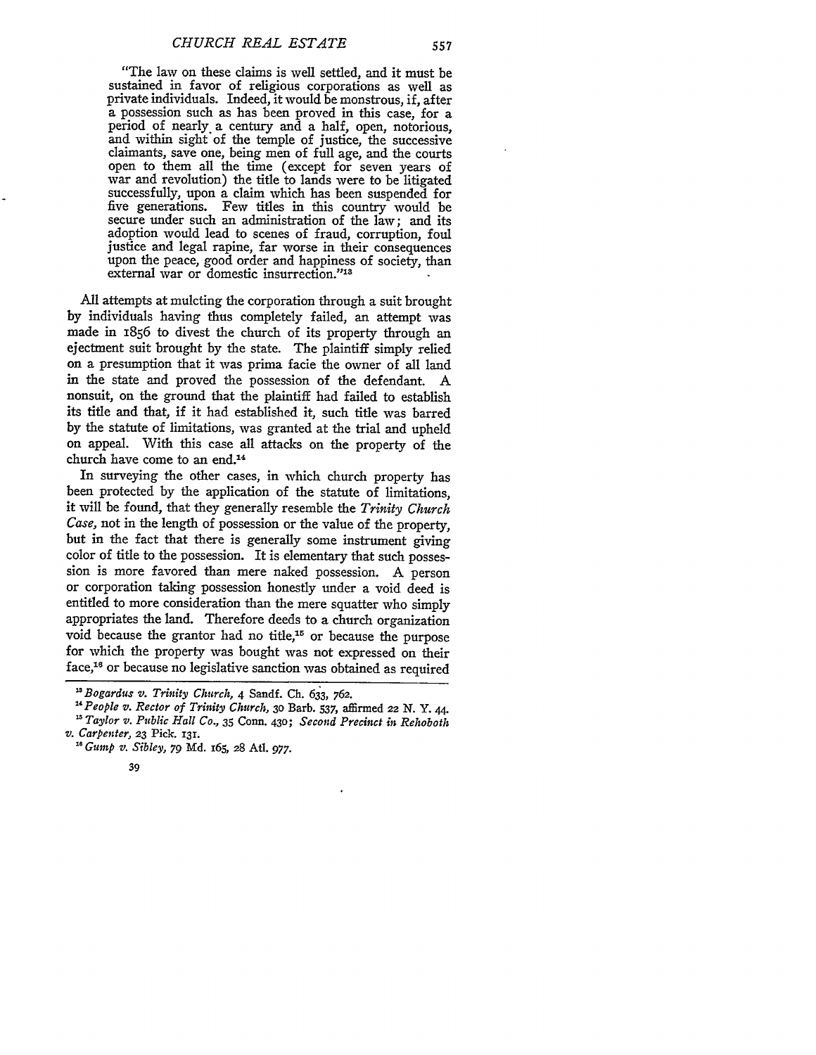"The law on these claims is well settled, and it must be sustained in favor of religious corporations as well as private individuals. Indeed, it would be monstrous, if, after a possession such as has been proved in this case, for a period of nearly a century and a half, open, notorious, and within sight of the temple of justice, the successive claimants, save one, being men of full age, and the courts open to them all the time (except for seven years of war and revolution) the title to lands were to be litigated successfully, upon a claim which has been suspended for five generations. Few titles in this country would be secure under such an administration of the law; and its adoption would lead to scenes of fraud, corruption, foul justice and legal rapine, far worse in their consequences upon the peace, good order and happiness of society, than external war or domestic insurrection."[13]

All attempts at mulcting the corporation through a suit brought by individuals having thus completely failed, an attempt was made in 1856 to divest the church of its property through an ejectment suit brought by the state. The plaintiff simply relied on a presumption that it was prima facie the owner of all land in the state and proved the possession of the defendant. A nonsuit, on the ground that the plaintiff had failed to establish its title and that, if it had established it, such title was barred by the statute of limitations, was granted at the trial and upheld on appeal. With this case all attacks on the property of the church have come to an end.[14]

In surveying the other cases, in which church property has been protected by the application of the statute of limitations, it will be found, that they generally resemble the *Trinity Church Case*, not in the length of possession or the value of the property, but in the fact that there is generally some instrument giving color of title to the possession. It is elementary that such possession is more favored than mere naked possession. A person or corporation taking possession honestly under a void deed is entitled to more consideration than the mere squatter who simply appropriates the land. Therefore deeds to a church organization void because the grantor had no title,[15] or because the purpose for which the property was bought was not expressed on their face,[16] or because no legislative sanction was obtained as required

---

[13] *Bogardus v. Trinity Church*, 4 Sandf. Ch. 633, 762.

[14] *People v. Rector of Trinity Church*, 30 Barb. 537, affirmed 22 N. Y. 44.

[15] *Taylor v. Public Hall Co.*, 35 Conn. 430; *Second Precinct in Rehoboth v. Carpenter*, 23 Pick. 131.

[16] *Gump v. Sibley*, 79 Md. 165, 28 Atl. 977.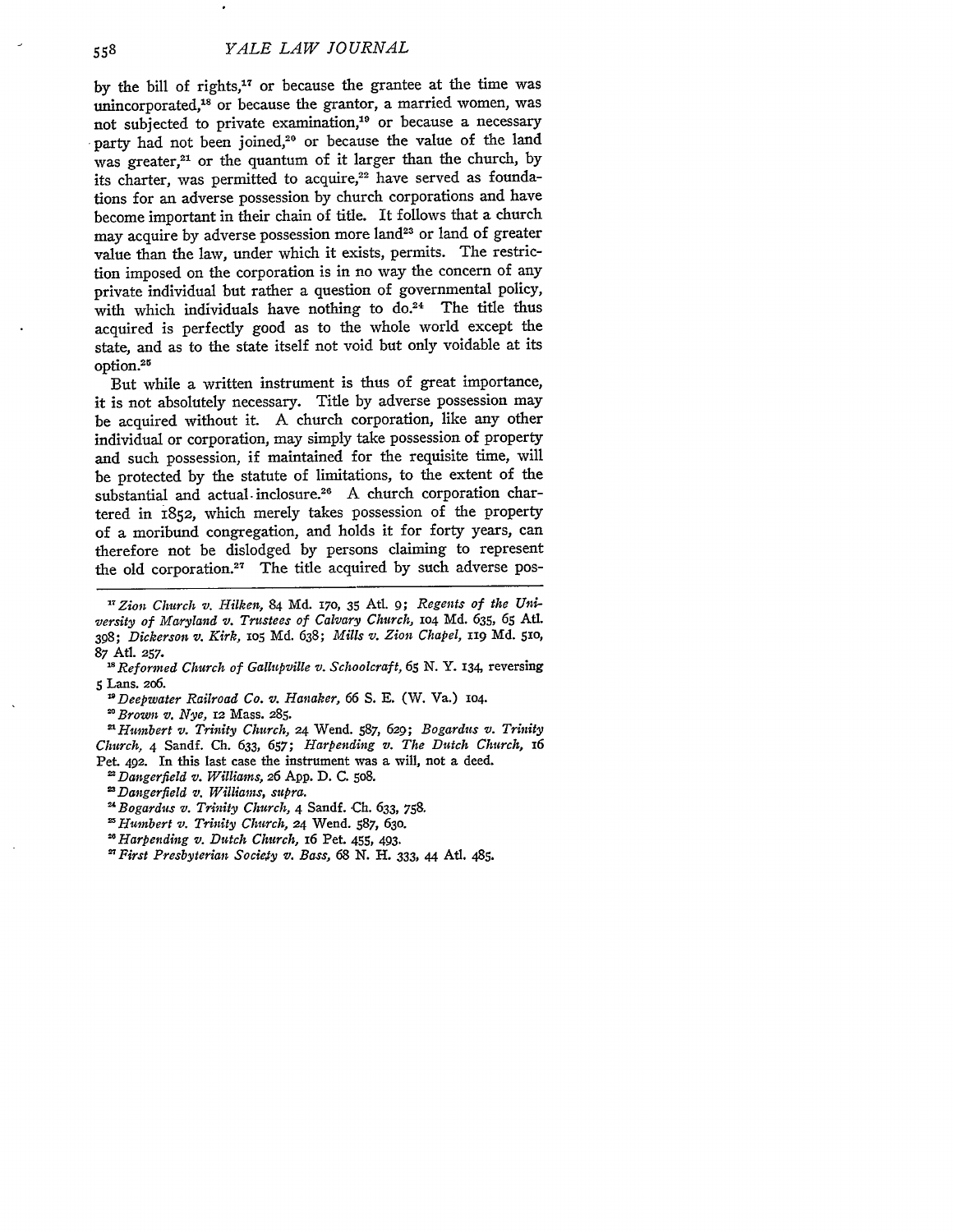by the bill of rights,[17] or because the grantee at the time was unincorporated,[18] or because the grantor, a married women, was not subjected to private examination,[19] or because a necessary party had not been joined,[20] or because the value of the land was greater,[21] or the quantum of it larger than the church, by its charter, was permitted to acquire,[22] have served as foundations for an adverse possession by church corporations and have become important in their chain of title. It follows that a church may acquire by adverse possession more land[23] or land of greater value than the law, under which it exists, permits. The restriction imposed on the corporation is in no way the concern of any private individual but rather a question of governmental policy, with which individuals have nothing to do.[24] The title thus acquired is perfectly good as to the whole world except the state, and as to the state itself not void but only voidable at its option.[25]

But while a written instrument is thus of great importance, it is not absolutely necessary. Title by adverse possession may be acquired without it. A church corporation, like any other individual or corporation, may simply take possession of property and such possession, if maintained for the requisite time, will be protected by the statute of limitations, to the extent of the substantial and actual inclosure.[26] A church corporation chartered in 1852, which merely takes possession of the property of a moribund congregation, and holds it for forty years, can therefore not be dislodged by persons claiming to represent the old corporation.[27] The title acquired by such adverse pos-

---

[17] *Zion Church v. Hilken*, 84 Md. 170, 35 Atl. 9; *Regents of the University of Maryland v. Trustees of Calvary Church*, 104 Md. 635, 65 Atl. 398; *Dickerson v. Kirk*, 105 Md. 638; *Mills v. Zion Chapel*, 119 Md. 510, 87 Atl. 257.

[18] *Reformed Church of Gallupville v. Schoolcraft*, 65 N. Y. 134, reversing 5 Lans. 206.

[19] *Deepwater Railroad Co. v. Hanaker*, 66 S. E. (W. Va.) 104.

[20] *Brown v. Nye*, 12 Mass. 285.

[21] *Humbert v. Trinity Church*, 24 Wend. 587, 629; *Bogardus v. Trinity Church*, 4 Sandf. Ch. 633, 657; *Harpending v. The Dutch Church*, 16 Pet. 492. In this last case the instrument was a will, not a deed.

[22] *Dangerfield v. Williams*, 26 App. D. C. 508.

[23] *Dangerfield v. Williams*, *supra*.

[24] *Bogardus v. Trinity Church*, 4 Sandf. Ch. 633, 758.

[25] *Humbert v. Trinity Church*, 24 Wend. 587, 630.

[26] *Harpending v. Dutch Church*, 16 Pet. 455, 493.

[27] *First Presbyterian Society v. Bass*, 68 N. H. 333, 44 Atl. 485.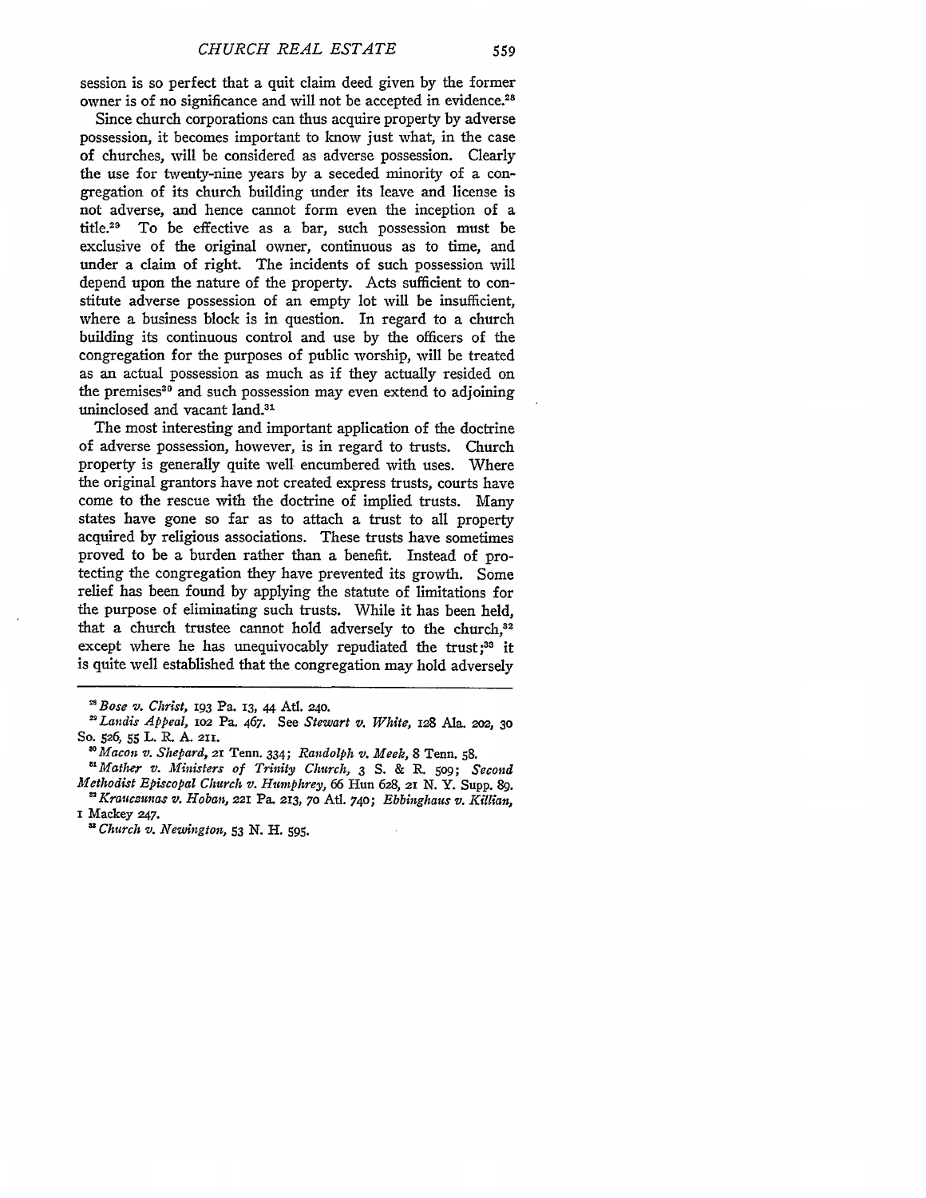session is so perfect that a quit claim deed given by the former owner is of no significance and will not be accepted in evidence.[28]

Since church corporations can thus acquire property by adverse possession, it becomes important to know just what, in the case of churches, will be considered as adverse possession. Clearly the use for twenty-nine years by a seceded minority of a congregation of its church building under its leave and license is not adverse, and hence cannot form even the inception of a title.[29] To be effective as a bar, such possession must be exclusive of the original owner, continuous as to time, and under a claim of right. The incidents of such possession will depend upon the nature of the property. Acts sufficient to constitute adverse possession of an empty lot will be insufficient, where a business block is in question. In regard to a church building its continuous control and use by the officers of the congregation for the purposes of public worship, will be treated as an actual possession as much as if they actually resided on the premises[30] and such possession may even extend to adjoining uninclosed and vacant land.[31]

The most interesting and important application of the doctrine of adverse possession, however, is in regard to trusts. Church property is generally quite well encumbered with uses. Where the original grantors have not created express trusts, courts have come to the rescue with the doctrine of implied trusts. Many states have gone so far as to attach a trust to all property acquired by religious associations. These trusts have sometimes proved to be a burden rather than a benefit. Instead of protecting the congregation they have prevented its growth. Some relief has been found by applying the statute of limitations for the purpose of eliminating such trusts. While it has been held, that a church trustee cannot hold adversely to the church,[32] except where he has unequivocably repudiated the trust;[33] it is quite well established that the congregation may hold adversely

---

[28] *Bose v. Christ*, 193 Pa. 13, 44 Atl. 240.

[29] *Landis Appeal*, 102 Pa. 467. See *Stewart v. White*, 128 Ala. 202, 30 So. 526, 55 L. R. A. 211.

[30] *Macon v. Shepard*, 21 Tenn. 334; *Randolph v. Meek*, 8 Tenn. 58.

[31] *Mather v. Ministers of Trinity Church*, 3 S. & R. 509; *Second Methodist Episcopal Church v. Humphrey*, 66 Hun 628, 21 N. Y. Supp. 89.

[32] *Krauczunas v. Hoban*, 221 Pa. 213, 70 Atl. 740; *Ebbinghaus v. Killian*, 1 Mackey 247.

[33] *Church v. Newington*, 53 N. H. 595.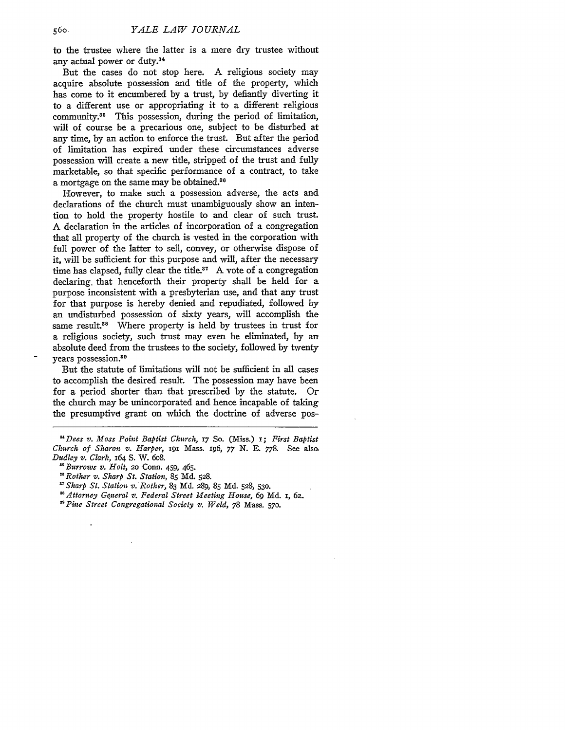to the trustee where the latter is a mere dry trustee without any actual power or duty.[34]

But the cases do not stop here. A religious society may acquire absolute possession and title of the property, which has come to it encumbered by a trust, by defiantly diverting it to a different use or appropriating it to a different religious community.[35] This possession, during the period of limitation, will of course be a precarious one, subject to be disturbed at any time, by an action to enforce the trust. But after the period of limitation has expired under these circumstances adverse possession will create a new title, stripped of the trust and fully marketable, so that specific performance of a contract, to take a mortgage on the same may be obtained.[36]

However, to make such a possession adverse, the acts and declarations of the church must unambiguously show an intention to hold the property hostile to and clear of such trust. A declaration in the articles of incorporation of a congregation that all property of the church is vested in the corporation with full power of the latter to sell, convey, or otherwise dispose of it, will be sufficient for this purpose and will, after the necessary time has elapsed, fully clear the title.[37] A vote of a congregation declaring that henceforth their property shall be held for a purpose inconsistent with a presbyterian use, and that any trust for that purpose is hereby denied and repudiated, followed by an undisturbed possession of sixty years, will accomplish the same result.[38] Where property is held by trustees in trust for a religious society, such trust may even be eliminated, by an absolute deed from the trustees to the society, followed by twenty years possession.[39]

But the statute of limitations will not be sufficient in all cases to accomplish the desired result. The possession may have been for a period shorter than that prescribed by the statute. Or the church may be unincorporated and hence incapable of taking the presumptive grant on which the doctrine of adverse pos-

---

[34] *Dees v. Moss Point Baptist Church*, 17 So. (Miss.) 1; *First Baptist Church of Sharon v. Harper*, 191 Mass. 196, 77 N. E. 778. See also *Dudley v. Clark*, 164 S. W. 608.

[35] *Burrows v. Holt*, 20 Conn. 459, 465.

[36] *Rother v. Sharp St. Station*, 85 Md. 528.

[37] *Sharp St. Station v. Rother*, 83 Md. 289, 85 Md. 528, 530.

[38] *Attorney General v. Federal Street Meeting House*, 69 Md. 1, 62.

[39] *Pine Street Congregational Society v. Weld*, 78 Mass. 570.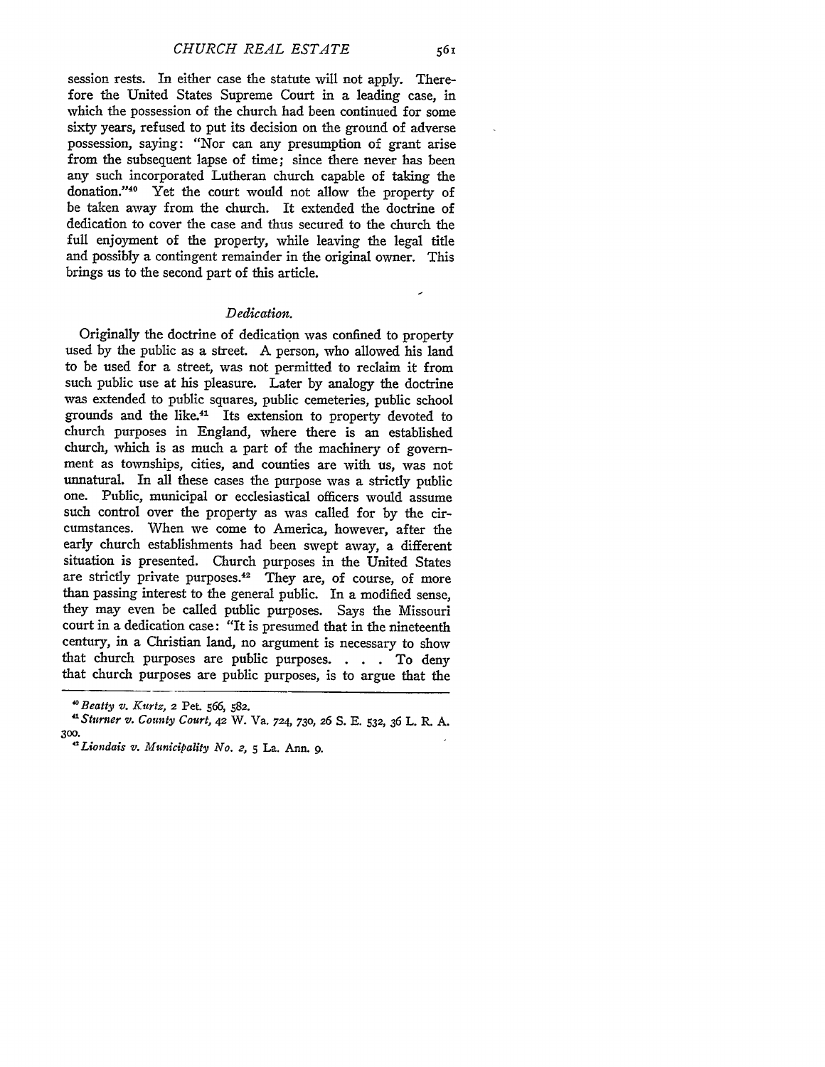session rests. In either case the statute will not apply. Therefore the United States Supreme Court in a leading case, in which the possession of the church had been continued for some sixty years, refused to put its decision on the ground of adverse possession, saying: "Nor can any presumption of grant arise from the subsequent lapse of time; since there never has been any such incorporated Lutheran church capable of taking the donation."[40] Yet the court would not allow the property of be taken away from the church. It extended the doctrine of dedication to cover the case and thus secured to the church the full enjoyment of the property, while leaving the legal title and possibly a contingent remainder in the original owner. This brings us to the second part of this article.

### *Dedication.*

Originally the doctrine of dedication was confined to property used by the public as a street. A person, who allowed his land to be used for a street, was not permitted to reclaim it from such public use at his pleasure. Later by analogy the doctrine was extended to public squares, public cemeteries, public school grounds and the like.[41] Its extension to property devoted to church purposes in England, where there is an established church, which is as much a part of the machinery of government as townships, cities, and counties are with us, was not unnatural. In all these cases the purpose was a strictly public one. Public, municipal or ecclesiastical officers would assume such control over the property as was called for by the circumstances. When we come to America, however, after the early church establishments had been swept away, a different situation is presented. Church purposes in the United States are strictly private purposes.[42] They are, of course, of more than passing interest to the general public. In a modified sense, they may even be called public purposes. Says the Missouri court in a dedication case: "It is presumed that in the nineteenth century, in a Christian land, no argument is necessary to show that church purposes are public purposes. . . . To deny that church purposes are public purposes, is to argue that the

---

[40] *Beatty v. Kurtz*, 2 Pet. 566, 582.

[41] *Sturner v. County Court*, 42 W. Va. 724, 730, 26 S. E. 532, 36 L. R. A. 300.

[42] *Liondais v. Municipality No. 2*, 5 La. Ann. 9.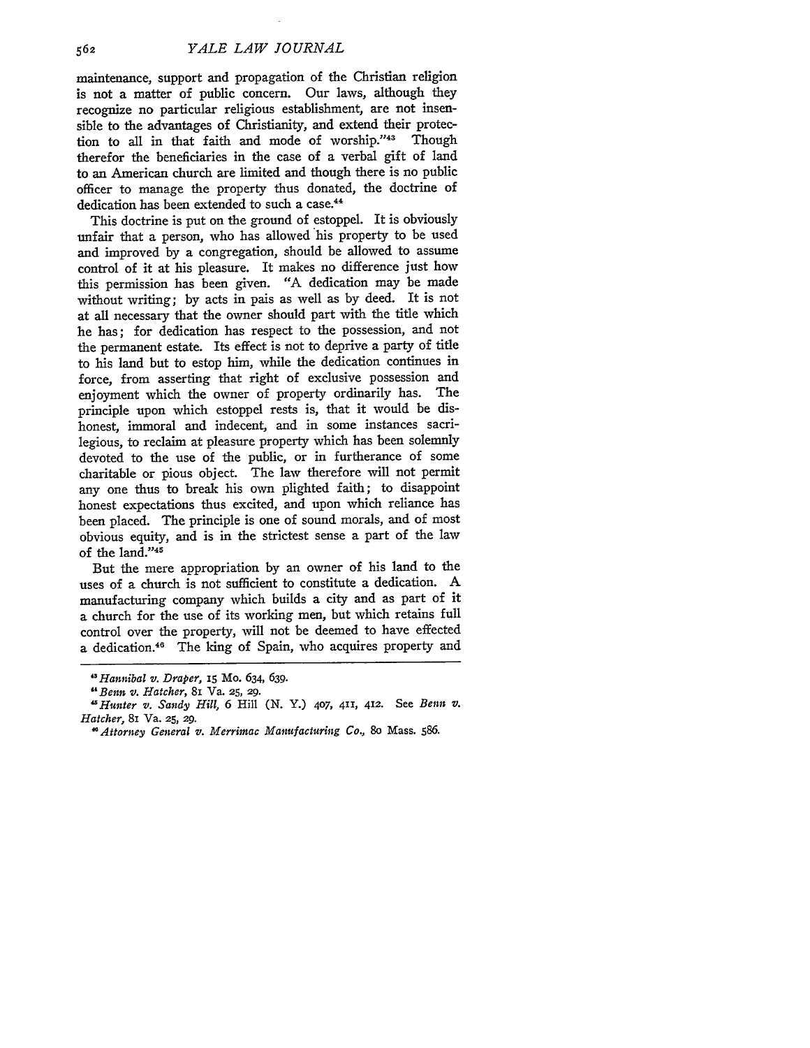maintenance, support and propagation of the Christian religion is not a matter of public concern. Our laws, although they recognize no particular religious establishment, are not insensible to the advantages of Christianity, and extend their protection to all in that faith and mode of worship."[43] Though therefor the beneficiaries in the case of a verbal gift of land to an American church are limited and though there is no public officer to manage the property thus donated, the doctrine of dedication has been extended to such a case.[44]

This doctrine is put on the ground of estoppel. It is obviously unfair that a person, who has allowed his property to be used and improved by a congregation, should be allowed to assume control of it at his pleasure. It makes no difference just how this permission has been given. "A dedication may be made without writing; by acts in pais as well as by deed. It is not at all necessary that the owner should part with the title which he has; for dedication has respect to the possession, and not the permanent estate. Its effect is not to deprive a party of title to his land but to estop him, while the dedication continues in force, from asserting that right of exclusive possession and enjoyment which the owner of property ordinarily has. The principle upon which estoppel rests is, that it would be dishonest, immoral and indecent, and in some instances sacrilegious, to reclaim at pleasure property which has been solemnly devoted to the use of the public, or in furtherance of some charitable or pious object. The law therefore will not permit any one thus to break his own plighted faith; to disappoint honest expectations thus excited, and upon which reliance has been placed. The principle is one of sound morals, and of most obvious equity, and is in the strictest sense a part of the law of the land."[45]

But the mere appropriation by an owner of his land to the uses of a church is not sufficient to constitute a dedication. A manufacturing company which builds a city and as part of it a church for the use of its working men, but which retains full control over the property, will not be deemed to have effected a dedication.[46] The king of Spain, who acquires property and

---

[43] *Hannibal v. Draper*, 15 Mo. 634, 639.

[44] *Benn v. Hatcher*, 81 Va. 25, 29.

[45] *Hunter v. Sandy Hill*, 6 Hill (N. Y.) 407, 411, 412. See *Benn v. Hatcher*, 81 Va. 25, 29.

[46] *Attorney General v. Merrimac Manufacturing Co.*, 80 Mass. 586.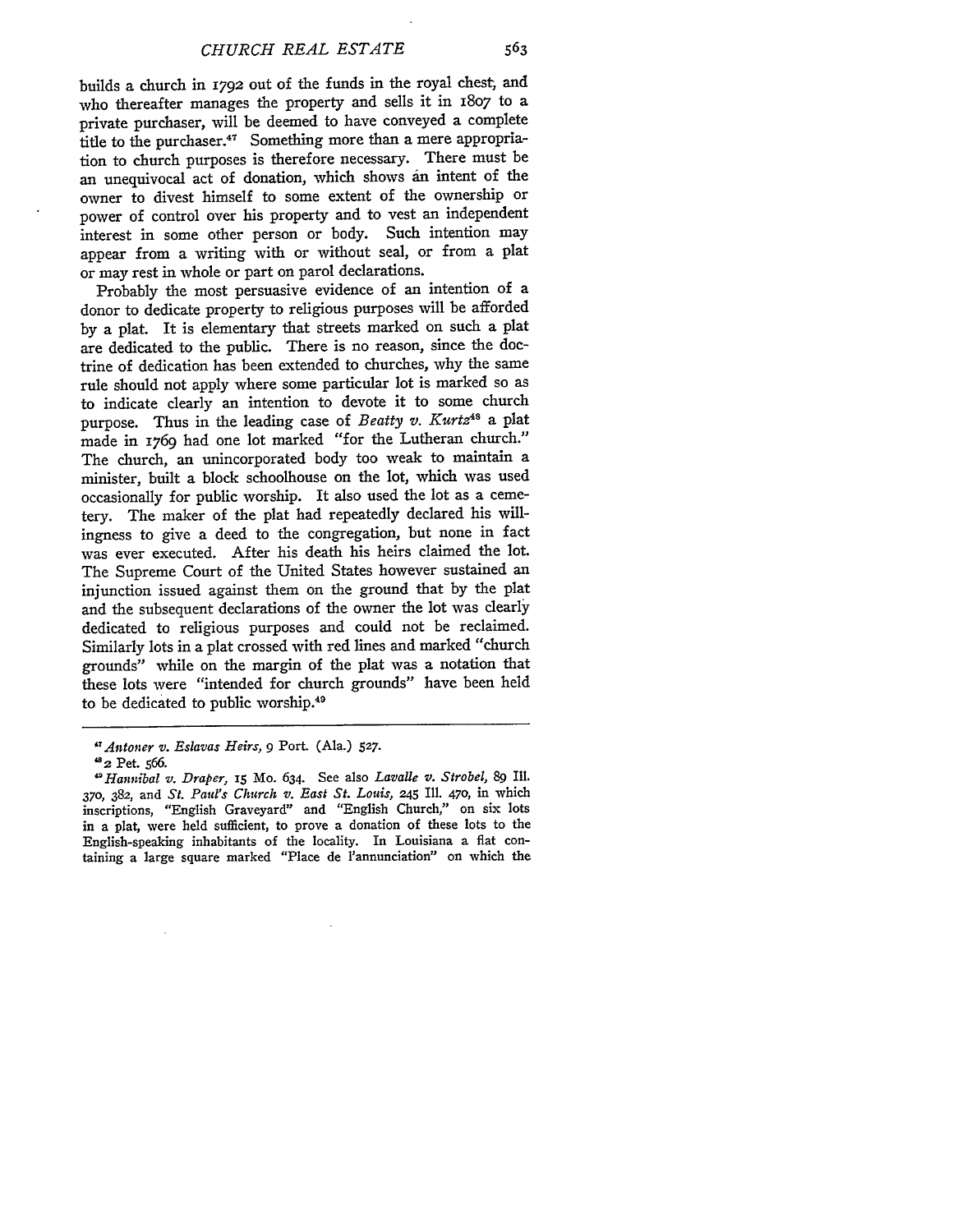builds a church in 1792 out of the funds in the royal chest, and who thereafter manages the property and sells it in 1807 to a private purchaser, will be deemed to have conveyed a complete title to the purchaser.[47] Something more than a mere appropriation to church purposes is therefore necessary. There must be an unequivocal act of donation, which shows an intent of the owner to divest himself to some extent of the ownership or power of control over his property and to vest an independent interest in some other person or body. Such intention may appear from a writing with or without seal, or from a plat or may rest in whole or part on parol declarations.

Probably the most persuasive evidence of an intention of a donor to dedicate property to religious purposes will be afforded by a plat. It is elementary that streets marked on such a plat are dedicated to the public. There is no reason, since the doctrine of dedication has been extended to churches, why the same rule should not apply where some particular lot is marked so as to indicate clearly an intention to devote it to some church purpose. Thus in the leading case of *Beatty v. Kurtz*[48] a plat made in 1769 had one lot marked "for the Lutheran church." The church, an unincorporated body too weak to maintain a minister, built a block schoolhouse on the lot, which was used occasionally for public worship. It also used the lot as a cemetery. The maker of the plat had repeatedly declared his willingness to give a deed to the congregation, but none in fact was ever executed. After his death his heirs claimed the lot. The Supreme Court of the United States however sustained an injunction issued against them on the ground that by the plat and the subsequent declarations of the owner the lot was clearly dedicated to religious purposes and could not be reclaimed. Similarly lots in a plat crossed with red lines and marked "church grounds" while on the margin of the plat was a notation that these lots were "intended for church grounds" have been held to be dedicated to public worship.[49]

---

[47] *Antoner v. Eslavas Heirs,* 9 Port. (Ala.) 527.

[48] 2 Pet. 566.

[49] *Hannibal v. Draper,* 15 Mo. 634. See also *Lavalle v. Strobel,* 89 Ill. 370, 382, and *St. Paul's Church v. East St. Louis,* 245 Ill. 470, in which inscriptions, "English Graveyard" and "English Church," on six lots in a plat, were held sufficient, to prove a donation of these lots to the English-speaking inhabitants of the locality. In Louisiana a flat containing a large square marked "Place de l'annunciation" on which the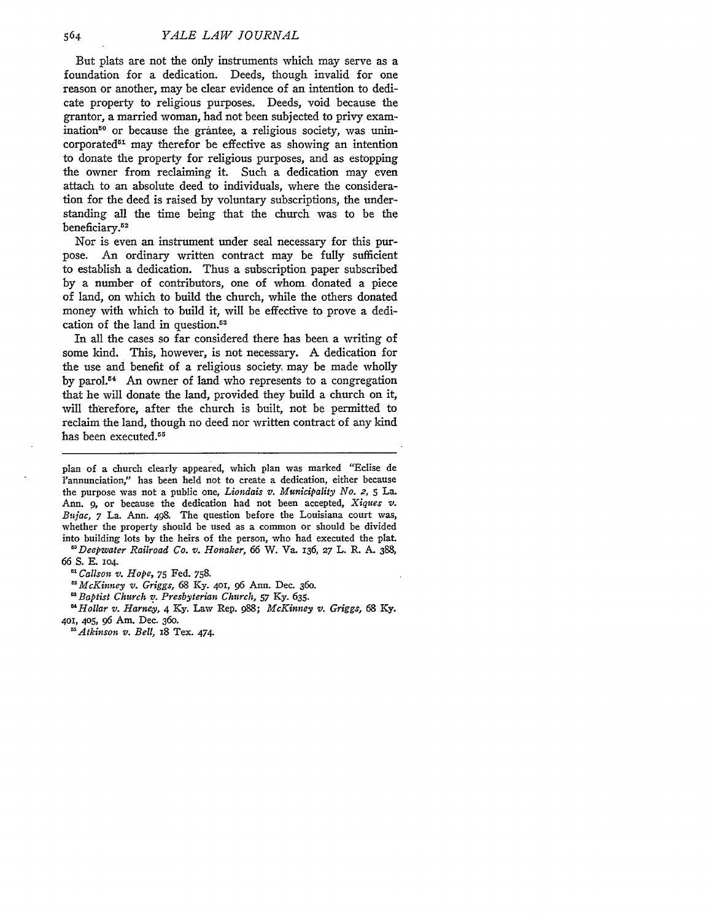But plats are not the only instruments which may serve as a foundation for a dedication. Deeds, though invalid for one reason or another, may be clear evidence of an intention to dedicate property to religious purposes. Deeds, void because the grantor, a married woman, had not been subjected to privy examination[50] or because the grantee, a religious society, was unincorporated[51] may therefor be effective as showing an intention to donate the property for religious purposes, and as estopping the owner from reclaiming it. Such a dedication may even attach to an absolute deed to individuals, where the consideration for the deed is raised by voluntary subscriptions, the understanding all the time being that the church was to be the beneficiary.[52]

Nor is even an instrument under seal necessary for this purpose. An ordinary written contract may be fully sufficient to establish a dedication. Thus a subscription paper subscribed by a number of contributors, one of whom donated a piece of land, on which to build the church, while the others donated money with which to build it, will be effective to prove a dedication of the land in question.[53]

In all the cases so far considered there has been a writing of some kind. This, however, is not necessary. A dedication for the use and benefit of a religious society may be made wholly by parol.[54] An owner of land who represents to a congregation that he will donate the land, provided they build a church on it, will therefore, after the church is built, not be permitted to reclaim the land, though no deed nor written contract of any kind has been executed.[55]

---

plan of a church clearly appeared, which plan was marked "Eclise de l'annunciation," has been held not to create a dedication, either because the purpose was not a public one, *Liondais v. Municipality No. 2*, 5 La. Ann. 9, or because the dedication had not been accepted, *Xiques v. Bujac*, 7 La. Ann. 498. The question before the Louisiana court was, whether the property should be used as a common or should be divided into building lots by the heirs of the person, who had executed the plat.

[50] *Deepwater Railroad Co. v. Honaker*, 66 W. Va. 136, 27 L. R. A. 388, 66 S. E. 104.

[51] *Callson v. Hope*, 75 Fed. 758.

[52] *McKinney v. Griggs*, 68 Ky. 401, 96 Ann. Dec. 360.

[53] *Baptist Church v. Presbyterian Church*, 57 Ky. 635.

[54] *Hollar v. Harney*, 4 Ky. Law Rep. 988; *McKinney v. Griggs*, 68 Ky. 401, 405, 96 Am. Dec. 360.

[55] *Atkinson v. Bell*, 18 Tex. 474.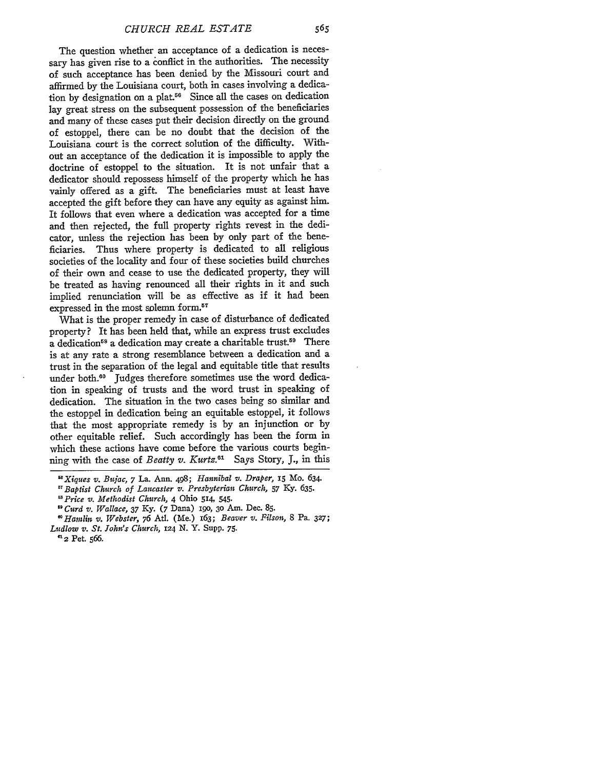The question whether an acceptance of a dedication is necessary has given rise to a conflict in the authorities. The necessity of such acceptance has been denied by the Missouri court and affirmed by the Louisiana court, both in cases involving a dedication by designation on a plat.[56] Since all the cases on dedication lay great stress on the subsequent possession of the beneficiaries and many of these cases put their decision directly on the ground of estoppel, there can be no doubt that the decision of the Louisiana court is the correct solution of the difficulty. Without an acceptance of the dedication it is impossible to apply the doctrine of estoppel to the situation. It is not unfair that a dedicator should repossess himself of the property which he has vainly offered as a gift. The beneficiaries must at least have accepted the gift before they can have any equity as against him. It follows that even where a dedication was accepted for a time and then rejected, the full property rights revest in the dedicator, unless the rejection has been by only part of the beneficiaries. Thus where property is dedicated to all religious societies of the locality and four of these societies build churches of their own and cease to use the dedicated property, they will be treated as having renounced all their rights in it and such implied renunciation will be as effective as if it had been expressed in the most solemn form.[57]

What is the proper remedy in case of disturbance of dedicated property? It has been held that, while an express trust excludes a dedication[58] a dedication may create a charitable trust.[59] There is at any rate a strong resemblance between a dedication and a trust in the separation of the legal and equitable title that results under both.[60] Judges therefore sometimes use the word dedication in speaking of trusts and the word trust in speaking of dedication. The situation in the two cases being so similar and the estoppel in dedication being an equitable estoppel, it follows that the most appropriate remedy is by an injunction or by other equitable relief. Such accordingly has been the form in which these actions have come before the various courts beginning with the case of *Beatty v. Kurtz.*[61] Says Story, J., in this

---

[56] *Xiques v. Bujac*, 7 La. Ann. 498; *Hannibal v. Draper*, 15 Mo. 634.

[57] *Baptist Church of Lancaster v. Presbyterian Church*, 57 Ky. 635.

[58] *Price v. Methodist Church*, 4 Ohio 514, 545.

[59] *Curd v. Wallace*, 37 Ky. (7 Dana) 190, 30 Am. Dec. 85.

[60] *Hamlin v. Webster*, 76 Atl. (Me.) 163; *Beaver v. Filson*, 8 Pa. 327; *Ludlow v. St. John's Church*, 124 N. Y. Supp. 75.

[61] 2 Pet. 566.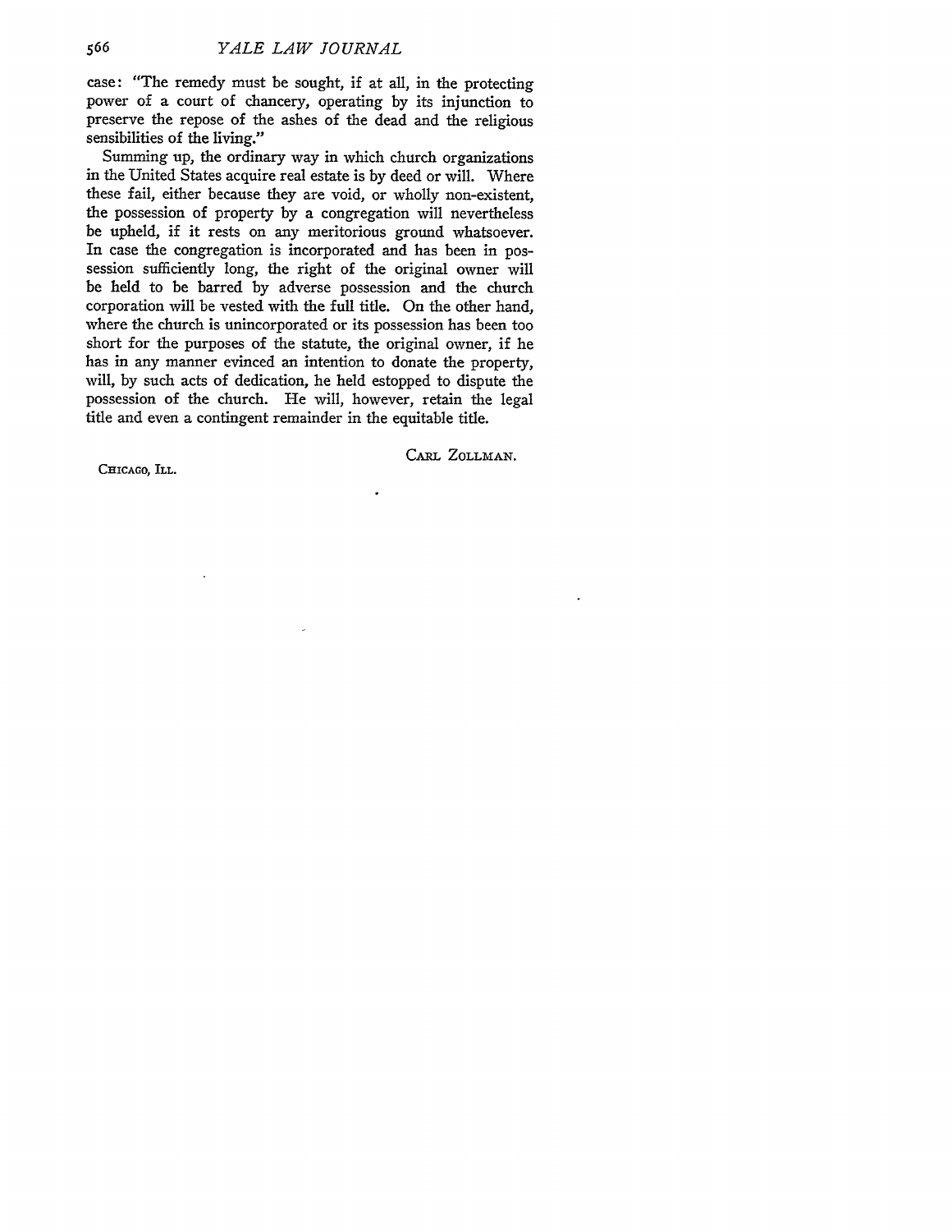case: "The remedy must be sought, if at all, in the protecting power of a court of chancery, operating by its injunction to preserve the repose of the ashes of the dead and the religious sensibilities of the living."

Summing up, the ordinary way in which church organizations in the United States acquire real estate is by deed or will. Where these fail, either because they are void, or wholly non-existent, the possession of property by a congregation will nevertheless be upheld, if it rests on any meritorious ground whatsoever. In case the congregation is incorporated and has been in possession sufficiently long, the right of the original owner will be held to be barred by adverse possession and the church corporation will be vested with the full title. On the other hand, where the church is unincorporated or its possession has been too short for the purposes of the statute, the original owner, if he has in any manner evinced an intention to donate the property, will, by such acts of dedication, he held estopped to dispute the possession of the church. He will, however, retain the legal title and even a contingent remainder in the equitable title.

CARL ZOLLMAN.

CHICAGO, ILL.